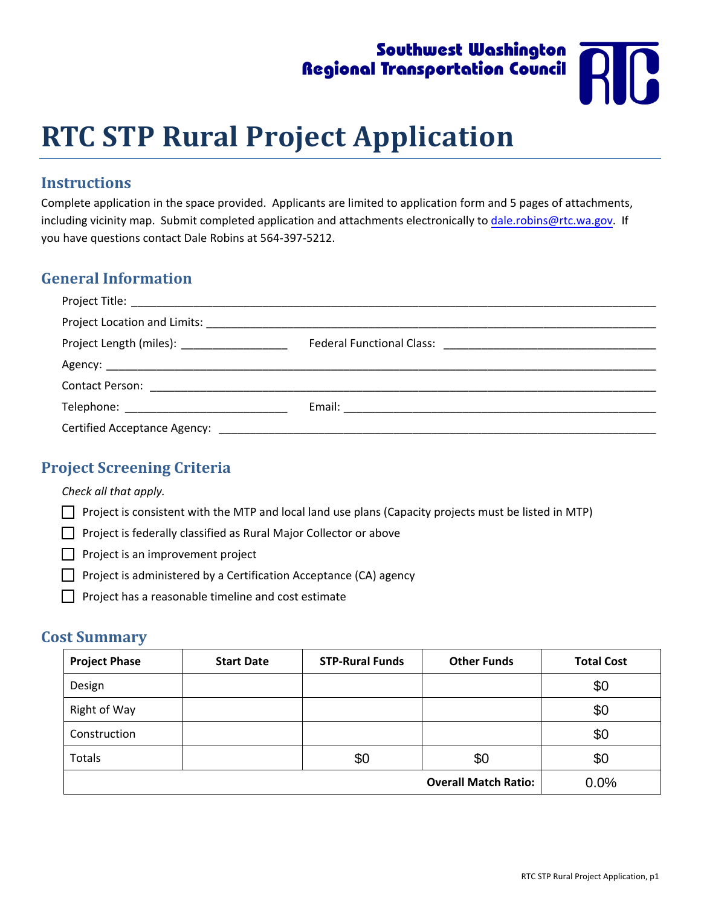Southwest Washington Regional Transportation Council

# RTC STP Rural Project Application

## Instructions

Complete application in the space provided. Applicants are limited to application form and 5 pages of attachments, including vicinity map. Submit completed application and attachments electronically to dale.robins@rtc.wa.gov. If you have questions contact Dale Robins at 564-397-5212.

## General Information

Project Title: ______________________________________________

Project Location and Limits: ______________________________________________

Project Length (miles): ________________ Federal Functional Class: ________________

Agency: ______________________________________________

Contact Person: ______________________________________________

Telephone: ________________ Email: ________________

Certified Acceptance Agency: ______________________________________________

## Project Screening Criteria

*Check all that apply.*

- ☐ Project is consistent with the MTP and local land use plans (Capacity projects must be listed in MTP)
- ☐ Project is federally classified as Rural Major Collector or above
- ☐ Project is an improvement project
- ☐ Project is administered by a Certification Acceptance (CA) agency
- ☐ Project has a reasonable timeline and cost estimate

## Cost Summary

| Project Phase | Start Date | STP-Rural Funds | Other Funds | Total Cost |
|---|---|---|---|---|
| Design | | | | $0 |
| Right of Way | | | | $0 |
| Construction | | | | $0 |
| Totals | | $0 | $0 | $0 |
| | | | **Overall Match Ratio:** | 0.0% |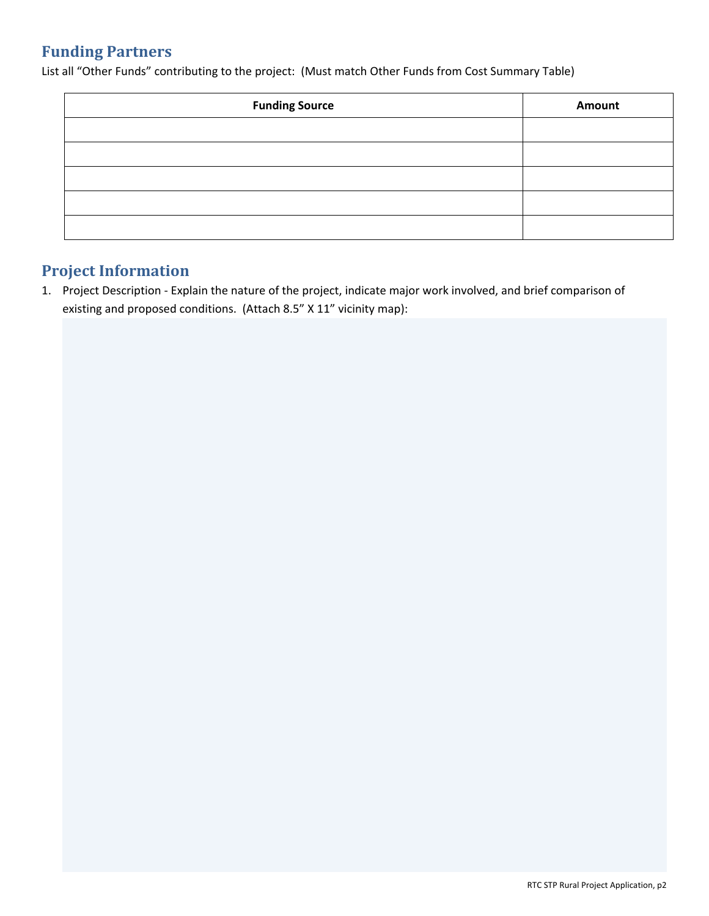## Funding Partners

List all "Other Funds" contributing to the project: (Must match Other Funds from Cost Summary Table)

| Funding Source | Amount |
|---|---|
| | |
| | |
| | |
| | |
| | |

## Project Information

1. Project Description - Explain the nature of the project, indicate major work involved, and brief comparison of existing and proposed conditions. (Attach 8.5" X 11" vicinity map):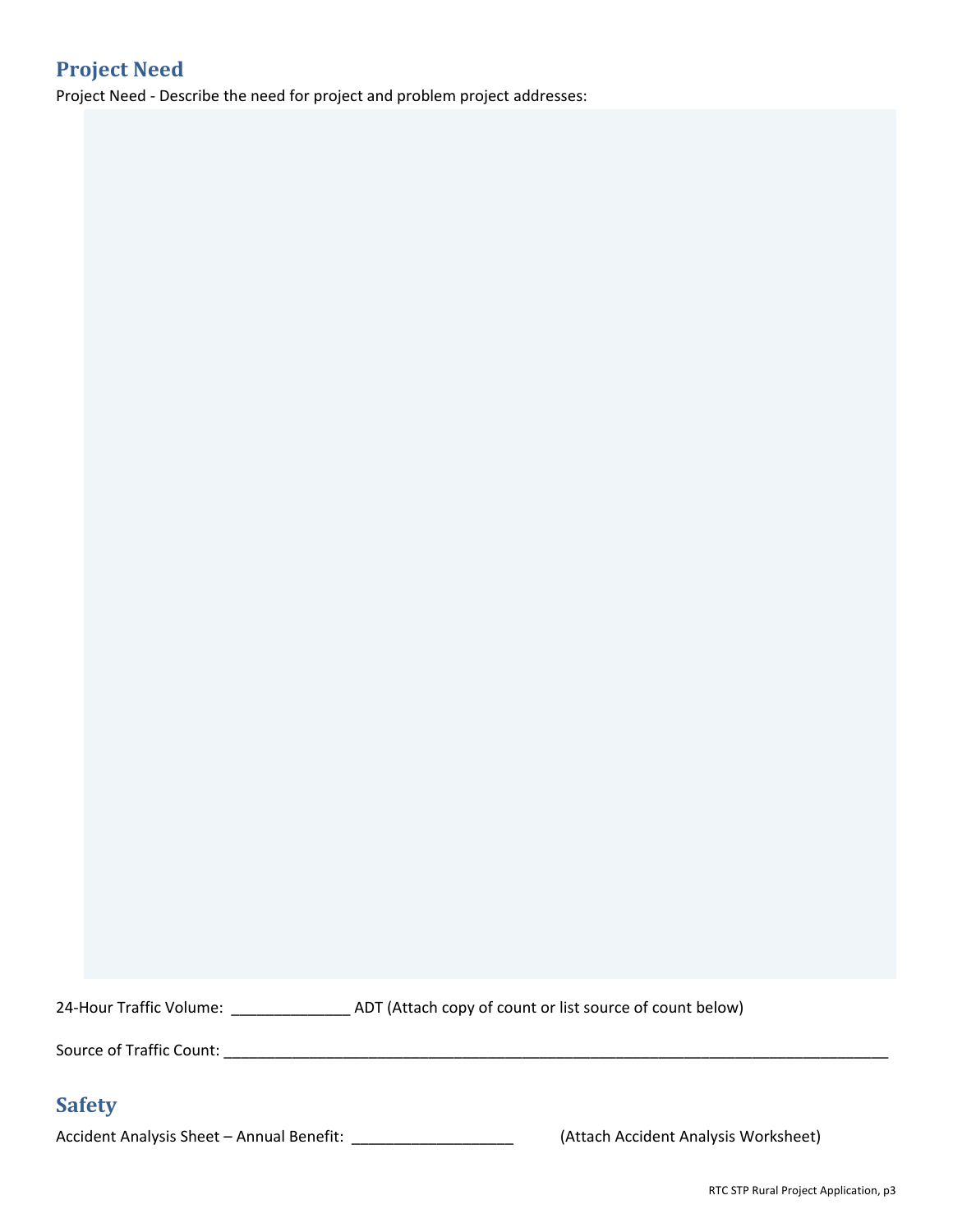## Project Need

Project Need - Describe the need for project and problem project addresses:

24-Hour Traffic Volume: ______________ ADT (Attach copy of count or list source of count below)

Source of Traffic Count: ___________________________________________________________________________________

## Safety

Accident Analysis Sheet – Annual Benefit: ___________________ (Attach Accident Analysis Worksheet)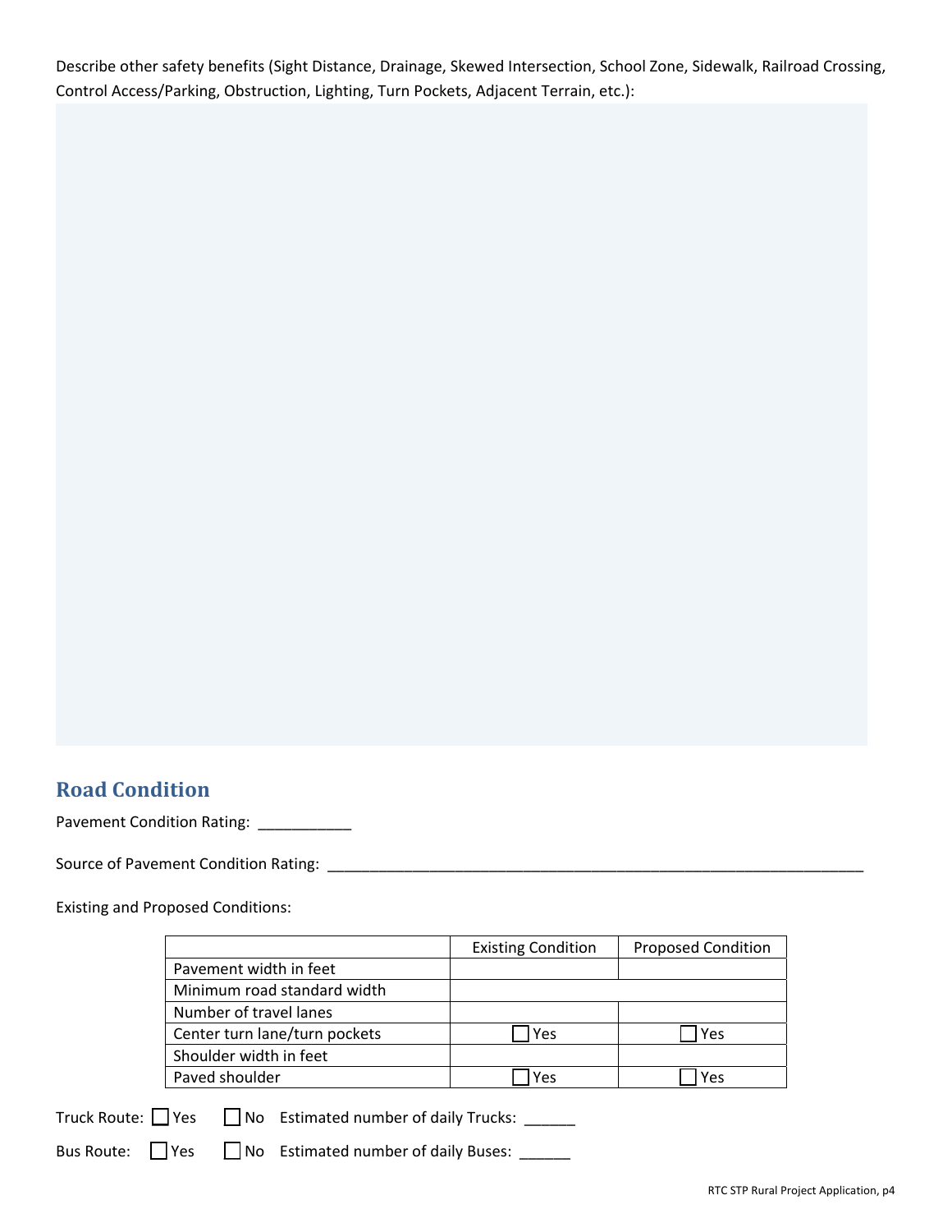Describe other safety benefits (Sight Distance, Drainage, Skewed Intersection, School Zone, Sidewalk, Railroad Crossing, Control Access/Parking, Obstruction, Lighting, Turn Pockets, Adjacent Terrain, etc.):

## Road Condition

Pavement Condition Rating: ___________

Source of Pavement Condition Rating: ___________________________________________________________________

Existing and Proposed Conditions:

| | Existing Condition | Proposed Condition |
|---|---|---|
| Pavement width in feet | | |
| Minimum road standard width | | |
| Number of travel lanes | | |
| Center turn lane/turn pockets | ☐ Yes | ☐ Yes |
| Shoulder width in feet | | |
| Paved shoulder | ☐ Yes | ☐ Yes |

Truck Route: ☐ Yes ☐ No Estimated number of daily Trucks: ______

Bus Route: ☐ Yes ☐ No Estimated number of daily Buses: ______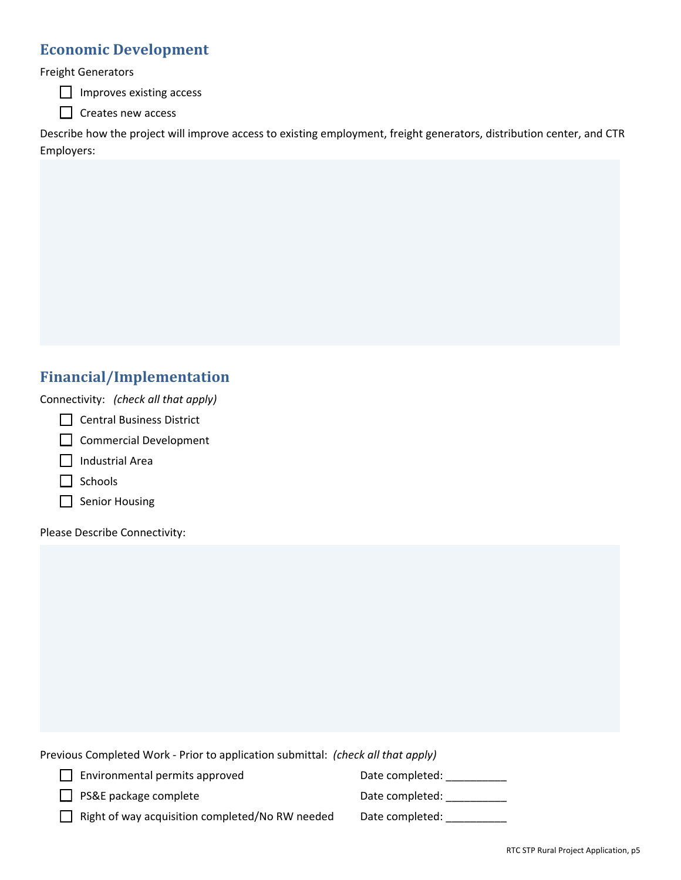## Economic Development

Freight Generators

- ☐ Improves existing access
- ☐ Creates new access

Describe how the project will improve access to existing employment, freight generators, distribution center, and CTR Employers:

## Financial/Implementation

Connectivity: *(check all that apply)*

- ☐ Central Business District
- ☐ Commercial Development
- ☐ Industrial Area
- ☐ Schools
- ☐ Senior Housing

Please Describe Connectivity:

Previous Completed Work - Prior to application submittal: *(check all that apply)*

- ☐ Environmental permits approved    Date completed: __________
- ☐ PS&E package complete    Date completed: __________
- ☐ Right of way acquisition completed/No RW needed    Date completed: __________